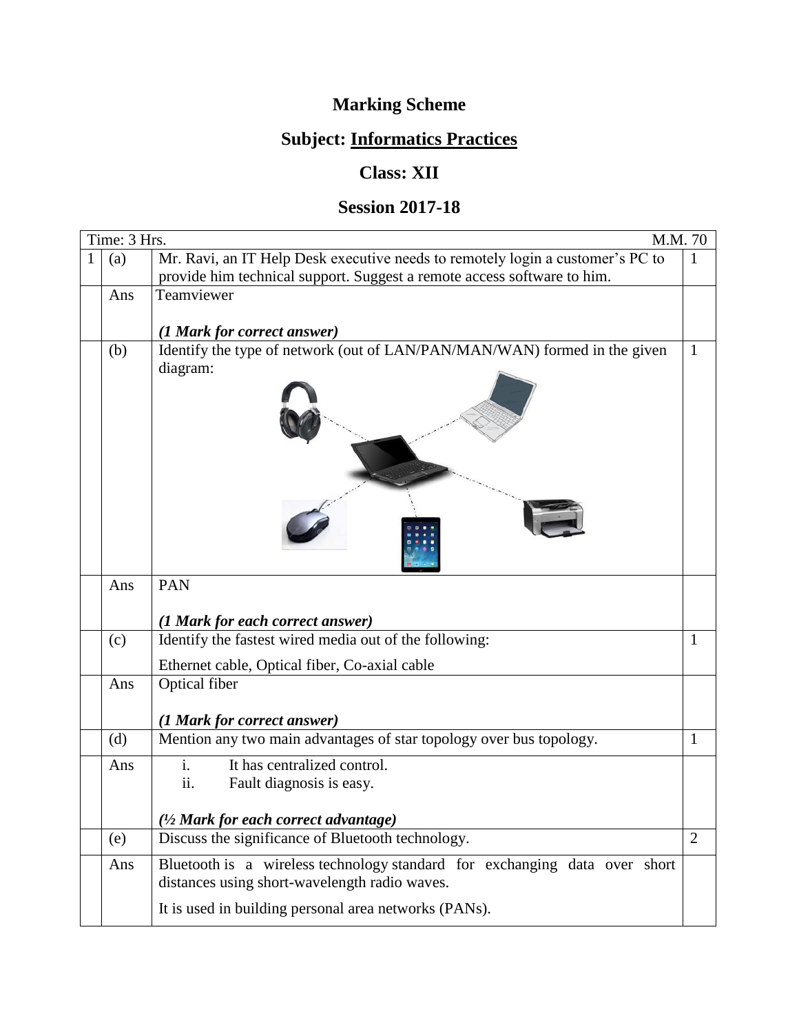# Marking Scheme

## Subject: Informatics Practices

## Class: XII

## Session 2017-18

| Time: 3 Hrs. | | M.M. 70 | |
|---|---|---|---|
| 1 | (a) | Mr. Ravi, an IT Help Desk executive needs to remotely login a customer's PC to provide him technical support. Suggest a remote access software to him. | 1 |
| | Ans | Teamviewer<br><br>***(1 Mark for correct answer)*** | |
| | (b) | Identify the type of network (out of LAN/PAN/MAN/WAN) formed in the given diagram: | 1 |
| | Ans | PAN<br><br>***(1 Mark for each correct answer)*** | |
| | (c) | Identify the fastest wired media out of the following:<br><br>Ethernet cable, Optical fiber, Co-axial cable | 1 |
| | Ans | Optical fiber<br><br>***(1 Mark for correct answer)*** | |
| | (d) | Mention any two main advantages of star topology over bus topology. | 1 |
| | Ans | i. It has centralized control.<br>ii. Fault diagnosis is easy.<br><br>***(½ Mark for each correct advantage)*** | |
| | (e) | Discuss the significance of Bluetooth technology. | 2 |
| | Ans | Bluetooth is a wireless technology standard for exchanging data over short distances using short-wavelength radio waves.<br><br>It is used in building personal area networks (PANs). | |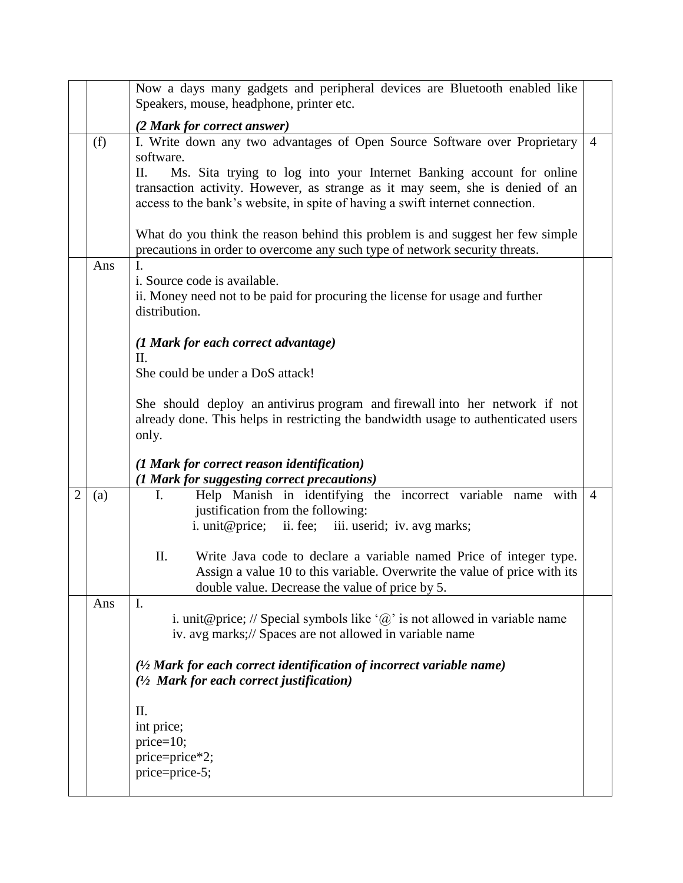| | | | |
|---|---|---|---|
| | | Now a days many gadgets and peripheral devices are Bluetooth enabled like Speakers, mouse, headphone, printer etc.<br><br>***(2 Mark for correct answer)*** | |
| | (f) | I. Write down any two advantages of Open Source Software over Proprietary software.<br>II. Ms. Sita trying to log into your Internet Banking account for online transaction activity. However, as strange as it may seem, she is denied of an access to the bank's website, in spite of having a swift internet connection.<br><br>What do you think the reason behind this problem is and suggest her few simple precautions in order to overcome any such type of network security threats. | 4 |
| | Ans | I.<br>i. Source code is available.<br>ii. Money need not to be paid for procuring the license for usage and further distribution.<br><br>***(1 Mark for each correct advantage)***<br>II.<br>She could be under a DoS attack!<br><br>She should deploy an antivirus program and firewall into her network if not already done. This helps in restricting the bandwidth usage to authenticated users only.<br><br>***(1 Mark for correct reason identification)***<br>***(1 Mark for suggesting correct precautions)*** | |
| 2 | (a) | I. Help Manish in identifying the incorrect variable name with justification from the following:<br>i. unit@price; ii. fee; iii. userid; iv. avg marks;<br><br>II. Write Java code to declare a variable named Price of integer type. Assign a value 10 to this variable. Overwrite the value of price with its double value. Decrease the value of price by 5. | 4 |
| | Ans | I.<br>i. unit@price; // Special symbols like '@' is not allowed in variable name<br>iv. avg marks;// Spaces are not allowed in variable name<br><br>***(½ Mark for each correct identification of incorrect variable name)***<br>***(½ Mark for each correct justification)***<br><br>II.<br>int price;<br>price=10;<br>price=price*2;<br>price=price-5; | |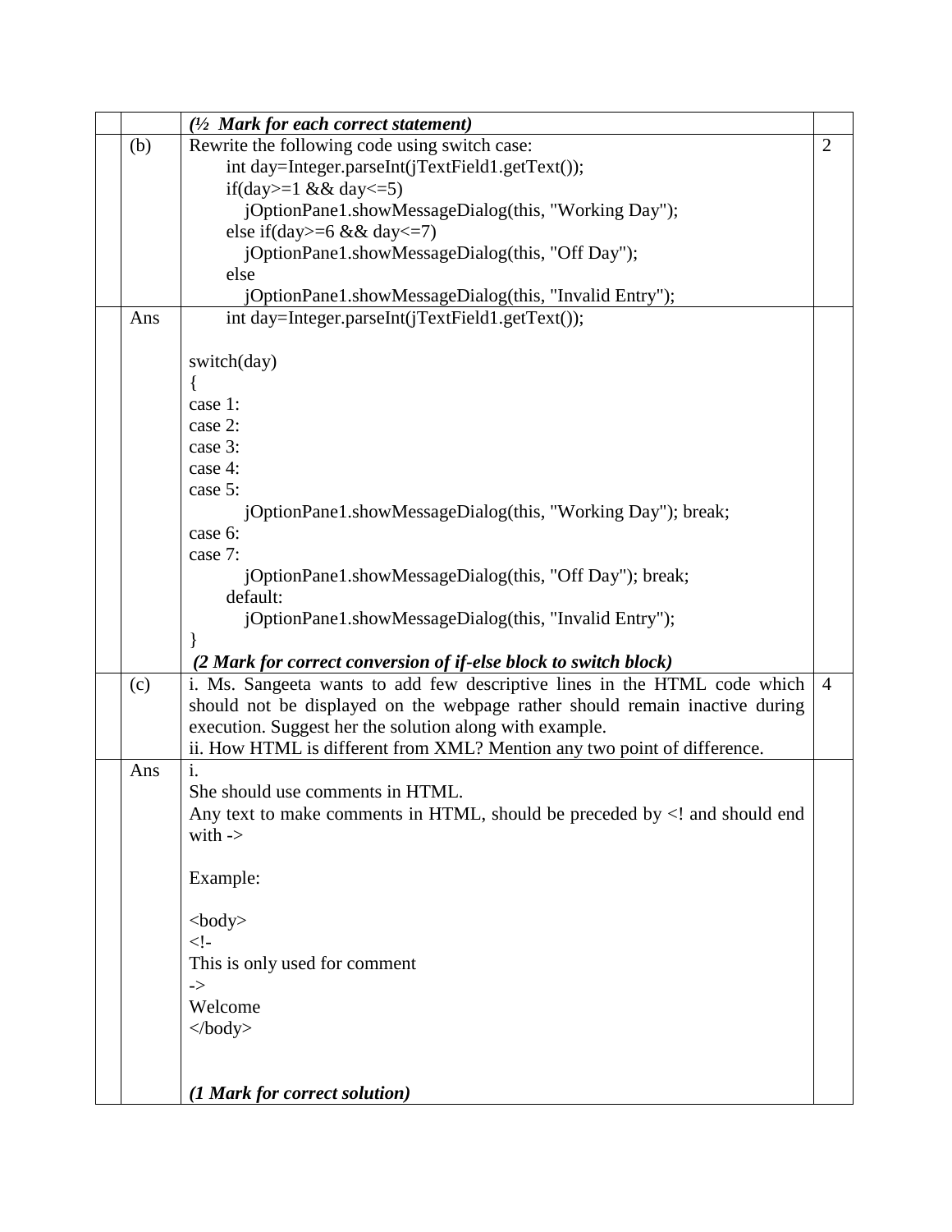| | | | |
|---|---|---|---|
| | | ***(½ Mark for each correct statement)*** | |
| | (b) | Rewrite the following code using switch case:<br>int day=Integer.parseInt(jTextField1.getText());<br>if(day>=1 && day<=5)<br>jOptionPane1.showMessageDialog(this, "Working Day");<br>else if(day>=6 && day<=7)<br>jOptionPane1.showMessageDialog(this, "Off Day");<br>else<br>jOptionPane1.showMessageDialog(this, "Invalid Entry"); | 2 |
| | Ans | int day=Integer.parseInt(jTextField1.getText());<br><br>switch(day)<br>{<br>case 1:<br>case 2:<br>case 3:<br>case 4:<br>case 5:<br>jOptionPane1.showMessageDialog(this, "Working Day"); break;<br>case 6:<br>case 7:<br>jOptionPane1.showMessageDialog(this, "Off Day"); break;<br>default:<br>jOptionPane1.showMessageDialog(this, "Invalid Entry");<br>}<br>***(2 Mark for correct conversion of if-else block to switch block)*** | |
| | (c) | i. Ms. Sangeeta wants to add few descriptive lines in the HTML code which should not be displayed on the webpage rather should remain inactive during execution. Suggest her the solution along with example.<br>ii. How HTML is different from XML? Mention any two point of difference. | 4 |
| | Ans | i.<br>She should use comments in HTML.<br>Any text to make comments in HTML, should be preceded by <! and should end with -><br><br>Example:<br><br><body><br><!-<br>This is only used for comment<br>-><br>Welcome<br></body><br><br><br>***(1 Mark for correct solution)*** | |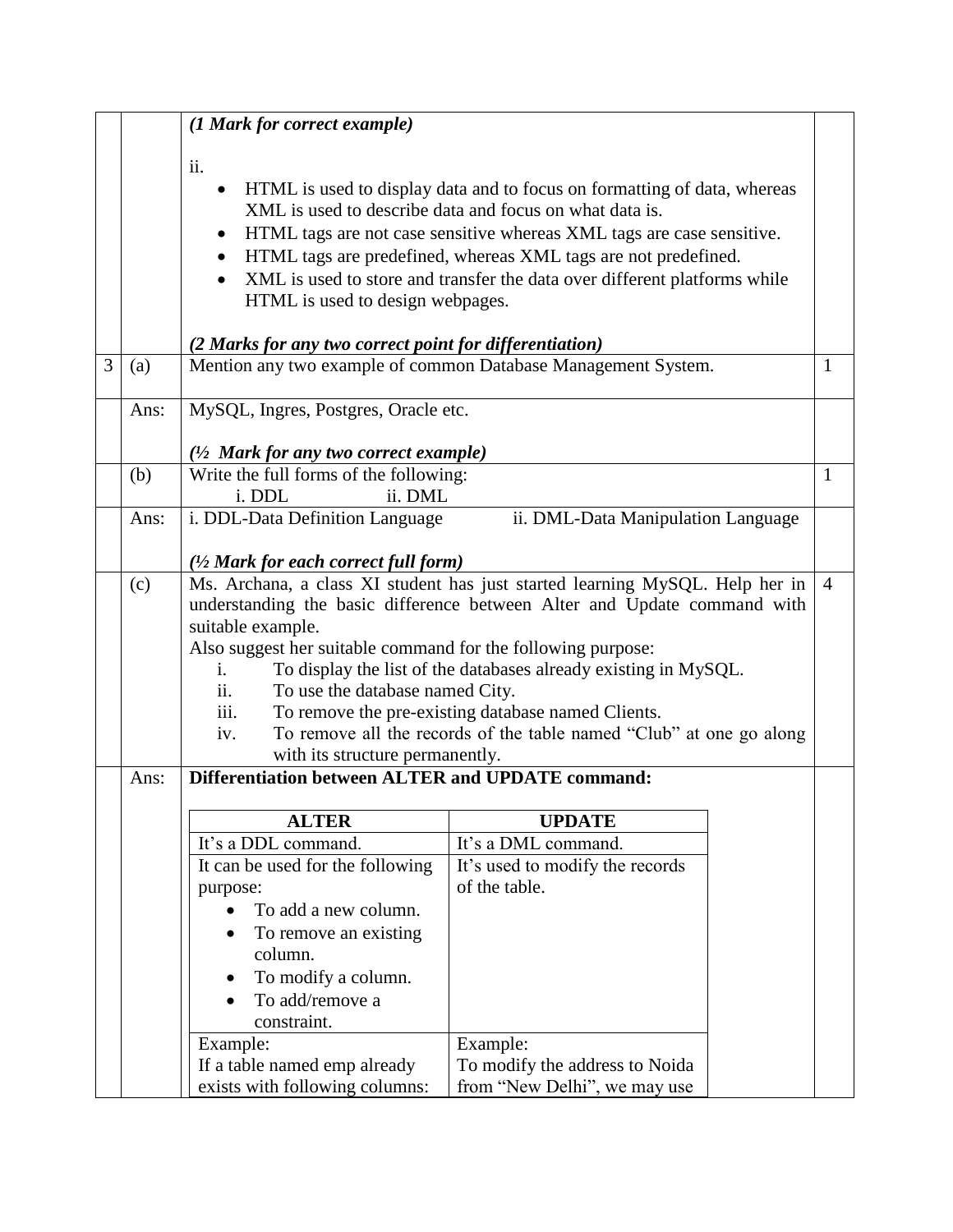| | | | |
|---|---|---|---|
| | | ***(1 Mark for correct example)***<br><br>ii.<br>• HTML is used to display data and to focus on formatting of data, whereas XML is used to describe data and focus on what data is.<br>• HTML tags are not case sensitive whereas XML tags are case sensitive.<br>• HTML tags are predefined, whereas XML tags are not predefined.<br>• XML is used to store and transfer the data over different platforms while HTML is used to design webpages.<br><br>***(2 Marks for any two correct point for differentiation)*** | |
| 3 | (a) | Mention any two example of common Database Management System. | 1 |
| | Ans: | MySQL, Ingres, Postgres, Oracle etc.<br><br>***(½ Mark for any two correct example)*** | |
| | (b) | Write the full forms of the following:<br>i. DDL ii. DML | 1 |
| | Ans: | i. DDL-Data Definition Language ii. DML-Data Manipulation Language<br><br>***(½ Mark for each correct full form)*** | |
| | (c) | Ms. Archana, a class XI student has just started learning MySQL. Help her in understanding the basic difference between Alter and Update command with suitable example.<br>Also suggest her suitable command for the following purpose:<br>i. To display the list of the databases already existing in MySQL.<br>ii. To use the database named City.<br>iii. To remove the pre-existing database named Clients.<br>iv. To remove all the records of the table named "Club" at one go along with its structure permanently. | 4 |
| | Ans: | **Differentiation between ALTER and UPDATE command:** | |

| ALTER | UPDATE |
|---|---|
| It's a DDL command. | It's a DML command. |
| It can be used for the following purpose:<br>• To add a new column.<br>• To remove an existing column.<br>• To modify a column.<br>• To add/remove a constraint. | It's used to modify the records of the table. |
| Example:<br>If a table named emp already exists with following columns: | Example:<br>To modify the address to Noida from "New Delhi", we may use |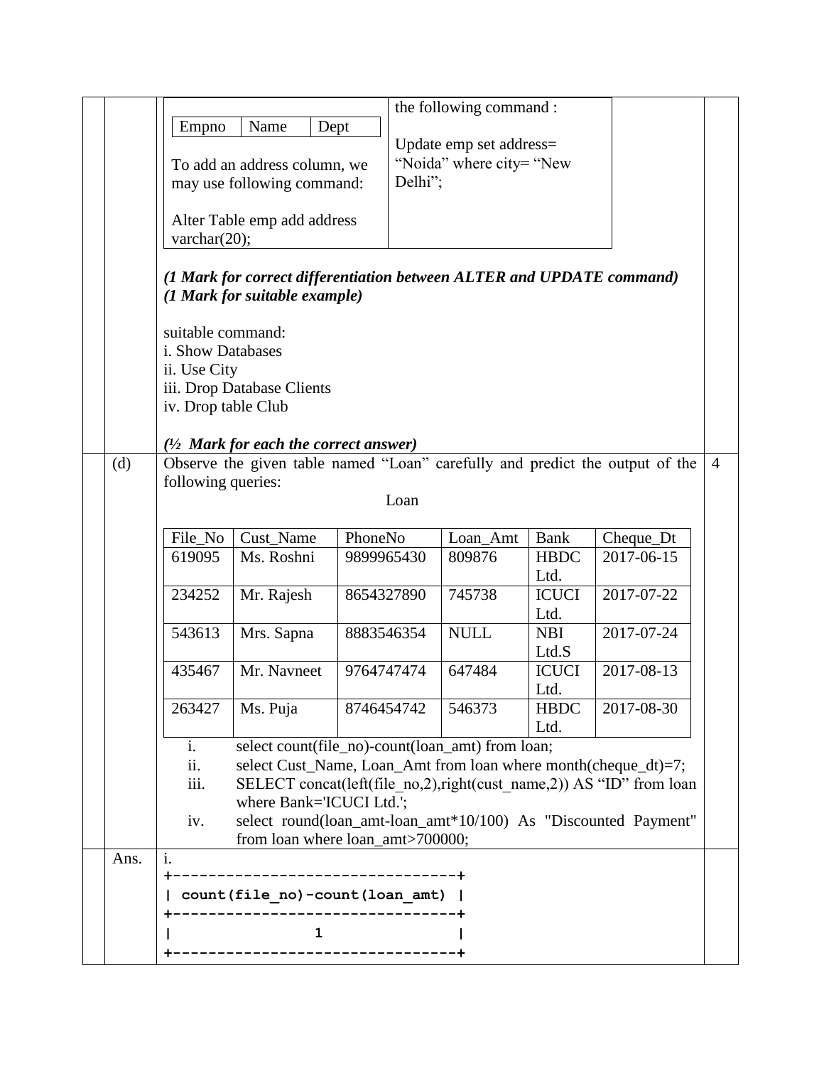| Empno | Name | Dept |
|---|---|---|

To add an address column, we may use following command:

Alter Table emp add address varchar(20);

the following command :

Update emp set address= “Noida” where city= “New Delhi”;

***(1 Mark for correct differentiation between ALTER and UPDATE command)***
***(1 Mark for suitable example)***

suitable command:
i. Show Databases
ii. Use City
iii. Drop Database Clients
iv. Drop table Club

***(½ Mark for each the correct answer)***

**(d)** Observe the given table named “Loan” carefully and predict the output of the following queries: **4**

Loan

| File_No | Cust_Name | PhoneNo | Loan_Amt | Bank | Cheque_Dt |
|---|---|---|---|---|---|
| 619095 | Ms. Roshni | 9899965430 | 809876 | HBDC Ltd. | 2017-06-15 |
| 234252 | Mr. Rajesh | 8654327890 | 745738 | ICUCI Ltd. | 2017-07-22 |
| 543613 | Mrs. Sapna | 8883546354 | NULL | NBI Ltd.S | 2017-07-24 |
| 435467 | Mr. Navneet | 9764747474 | 647484 | ICUCI Ltd. | 2017-08-13 |
| 263427 | Ms. Puja | 8746454742 | 546373 | HBDC Ltd. | 2017-08-30 |

i. select count(file_no)-count(loan_amt) from loan;
ii. select Cust_Name, Loan_Amt from loan where month(cheque_dt)=7;
iii. SELECT concat(left(file_no,2),right(cust_name,2)) AS “ID” from loan where Bank='ICUCI Ltd.';
iv. select round(loan_amt-loan_amt*10/100) As "Discounted Payment" from loan where loan_amt>700000;

**Ans.** i.

```
+--------------------------------+
| count(file_no)-count(loan_amt) |
+--------------------------------+
|               1                |
+--------------------------------+
```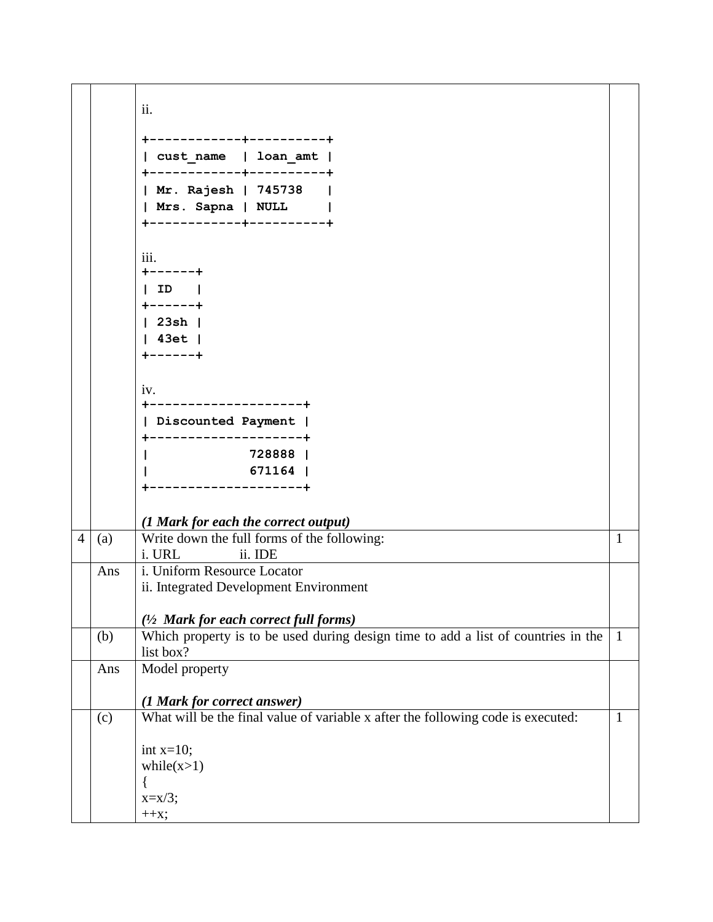ii.

```
+------------+----------+
| cust_name  | loan_amt |
+------------+----------+
| Mr. Rajesh | 745738   |
| Mrs. Sapna | NULL     |
+------------+----------+
```

iii.

```
+------+
| ID   |
+------+
| 23sh |
| 43et |
+------+
```

iv.

```
+--------------------+
| Discounted Payment |
+--------------------+
|             728888 |
|             671164 |
+--------------------+
```

***(1 Mark for each the correct output)***

| | | | |
|---|---|---|---|
| 4 | (a) | Write down the full forms of the following:<br>i. URL ii. IDE | 1 |
| | Ans | i. Uniform Resource Locator<br>ii. Integrated Development Environment<br><br>***(½ Mark for each correct full forms)*** | |
| | (b) | Which property is to be used during design time to add a list of countries in the list box? | 1 |
| | Ans | Model property<br><br>***(1 Mark for correct answer)*** | |
| | (c) | What will be the final value of variable x after the following code is executed:<br><br>int x=10;<br>while(x>1)<br>{<br>x=x/3;<br>++x; | 1 |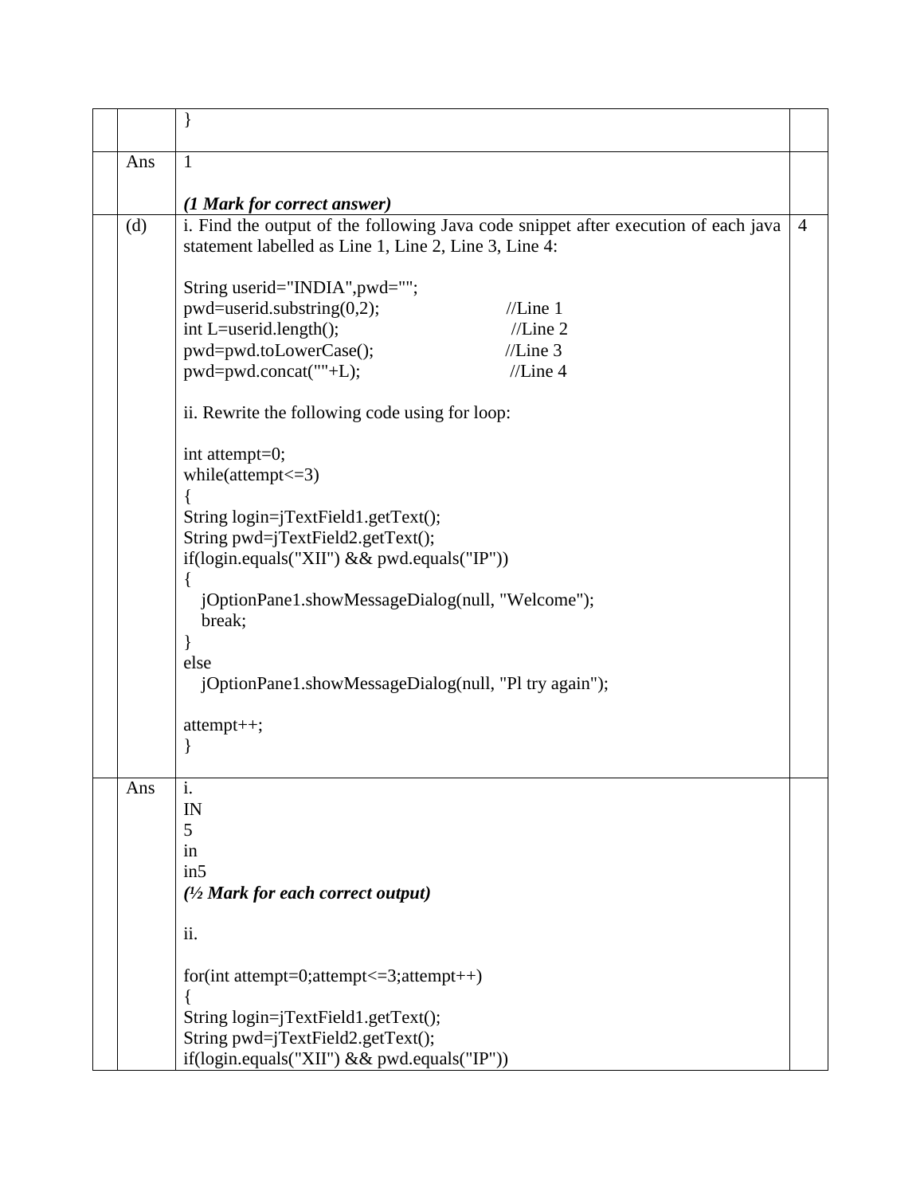| | | | |
|---|---|---|---|
| | | } | |
| | Ans | 1<br><br>***(1 Mark for correct answer)*** | |
| | (d) | i. Find the output of the following Java code snippet after execution of each java statement labelled as Line 1, Line 2, Line 3, Line 4:<br><br>String userid="INDIA",pwd="";<br>pwd=userid.substring(0,2); //Line 1<br>int L=userid.length(); //Line 2<br>pwd=pwd.toLowerCase(); //Line 3<br>pwd=pwd.concat(""+L); //Line 4<br><br>ii. Rewrite the following code using for loop:<br><br>int attempt=0;<br>while(attempt<=3)<br>{<br>String login=jTextField1.getText();<br>String pwd=jTextField2.getText();<br>if(login.equals("XII") && pwd.equals("IP"))<br>{<br>jOptionPane1.showMessageDialog(null, "Welcome");<br>break;<br>}<br>else<br>jOptionPane1.showMessageDialog(null, "Pl try again");<br><br>attempt++;<br>} | 4 |
| | Ans | i.<br>IN<br>5<br>in<br>in5<br>***(½ Mark for each correct output)***<br><br>ii.<br><br>for(int attempt=0;attempt<=3;attempt++)<br>{<br>String login=jTextField1.getText();<br>String pwd=jTextField2.getText();<br>if(login.equals("XII") && pwd.equals("IP")) | |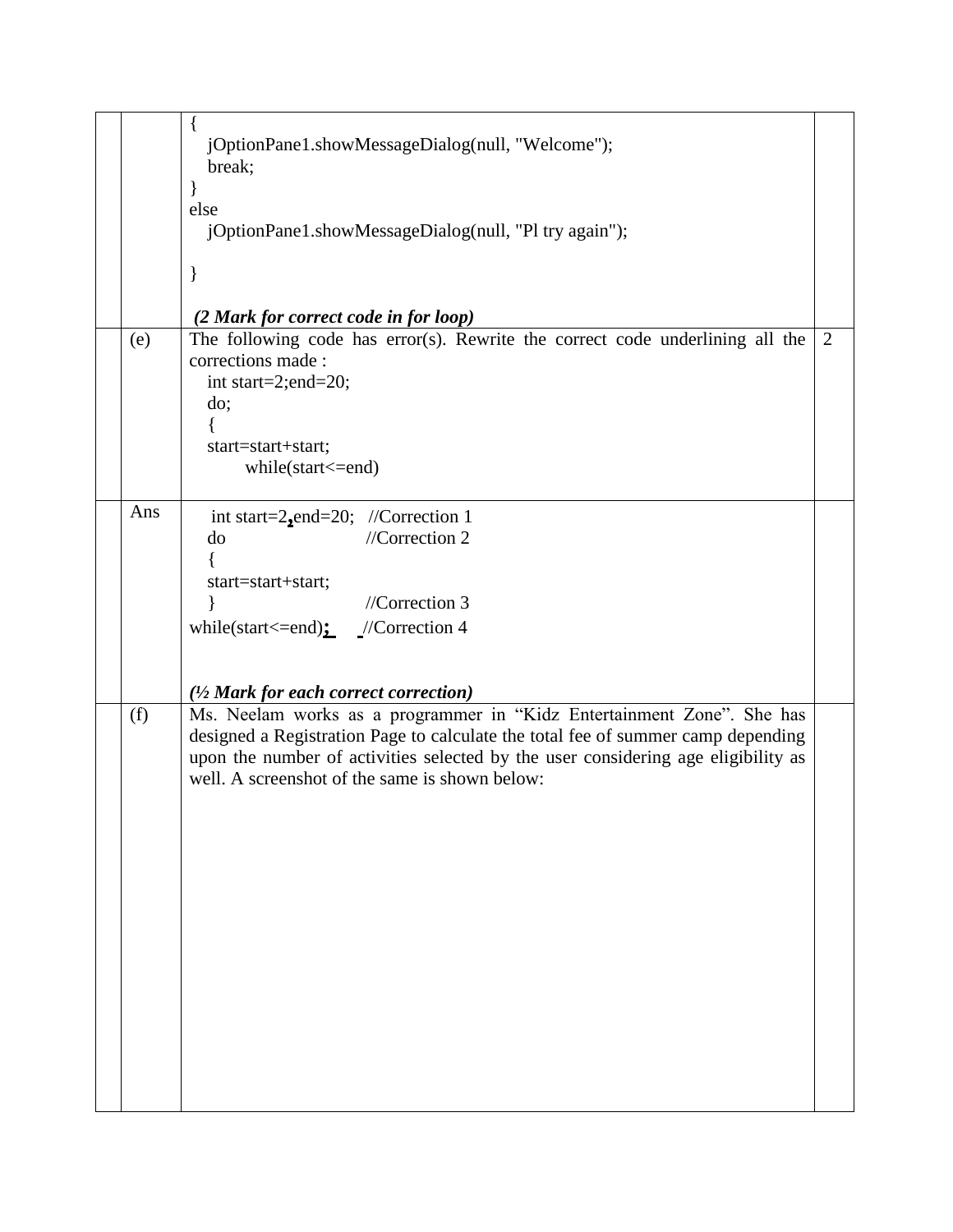| | | | |
|---|---|---|---|
| | | `{`<br>`jOptionPane1.showMessageDialog(null, "Welcome");`<br>`break;`<br>`}`<br>`else`<br>`jOptionPane1.showMessageDialog(null, "Pl try again");`<br><br>`}`<br><br>***(2 Mark for correct code in for loop)*** | |
| | (e) | The following code has error(s). Rewrite the correct code underlining all the corrections made :<br>`int start=2;end=20;`<br>`do;`<br>`{`<br>`start=start+start;`<br>`while(start<=end)` | 2 |
| | Ans | `int start=2,end=20;   //Correction 1`<br>`do                      //Correction 2`<br>`{`<br>`start=start+start;`<br>`}                       //Correction 3`<br>`while(start<=end);      //Correction 4`<br><br>***(½ Mark for each correct correction)*** | |
| | (f) | Ms. Neelam works as a programmer in “Kidz Entertainment Zone”. She has designed a Registration Page to calculate the total fee of summer camp depending upon the number of activities selected by the user considering age eligibility as well. A screenshot of the same is shown below: | |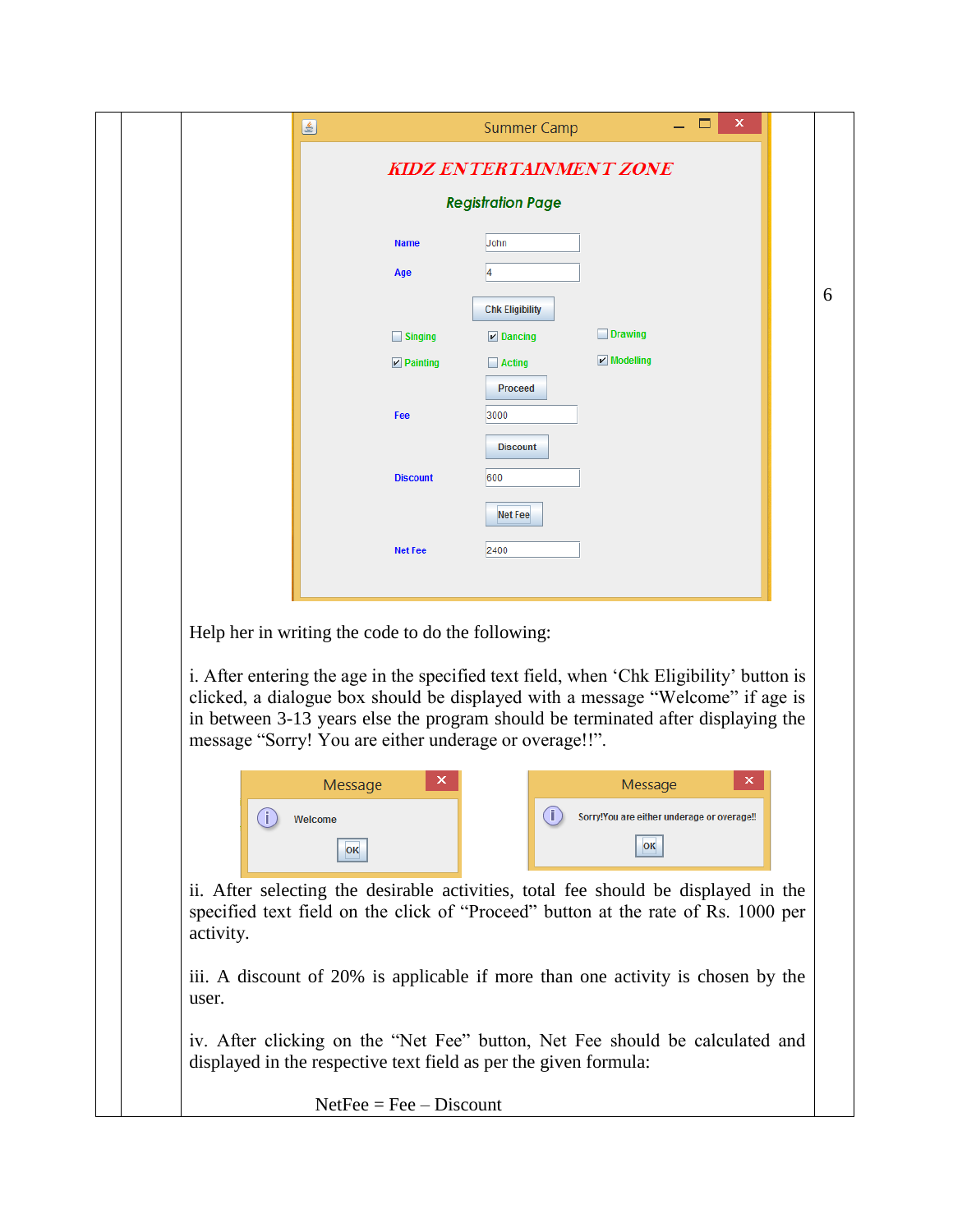Summer Camp

KIDZ ENTERTAINMENT ZONE

Registration Page

| | | |
|---|---|---|
| Name | John | |
| Age | 4 | |
| | Chk Eligibility | |
| ☐ Singing | ☑ Dancing | ☐ Drawing |
| ☑ Painting | ☐ Acting | ☑ Modelling |
| | Proceed | |
| Fee | 3000 | |
| | Discount | |
| Discount | 600 | |
| | Net Fee | |
| Net Fee | 2400 | |

6

Help her in writing the code to do the following:

i. After entering the age in the specified text field, when 'Chk Eligibility' button is clicked, a dialogue box should be displayed with a message "Welcome" if age is in between 3-13 years else the program should be terminated after displaying the message "Sorry! You are either underage or overage!!".

Message: Welcome [OK]

Message: Sorry!You are either underage or overage!! [OK]

ii. After selecting the desirable activities, total fee should be displayed in the specified text field on the click of "Proceed" button at the rate of Rs. 1000 per activity.

iii. A discount of 20% is applicable if more than one activity is chosen by the user.

iv. After clicking on the "Net Fee" button, Net Fee should be calculated and displayed in the respective text field as per the given formula:

NetFee = Fee – Discount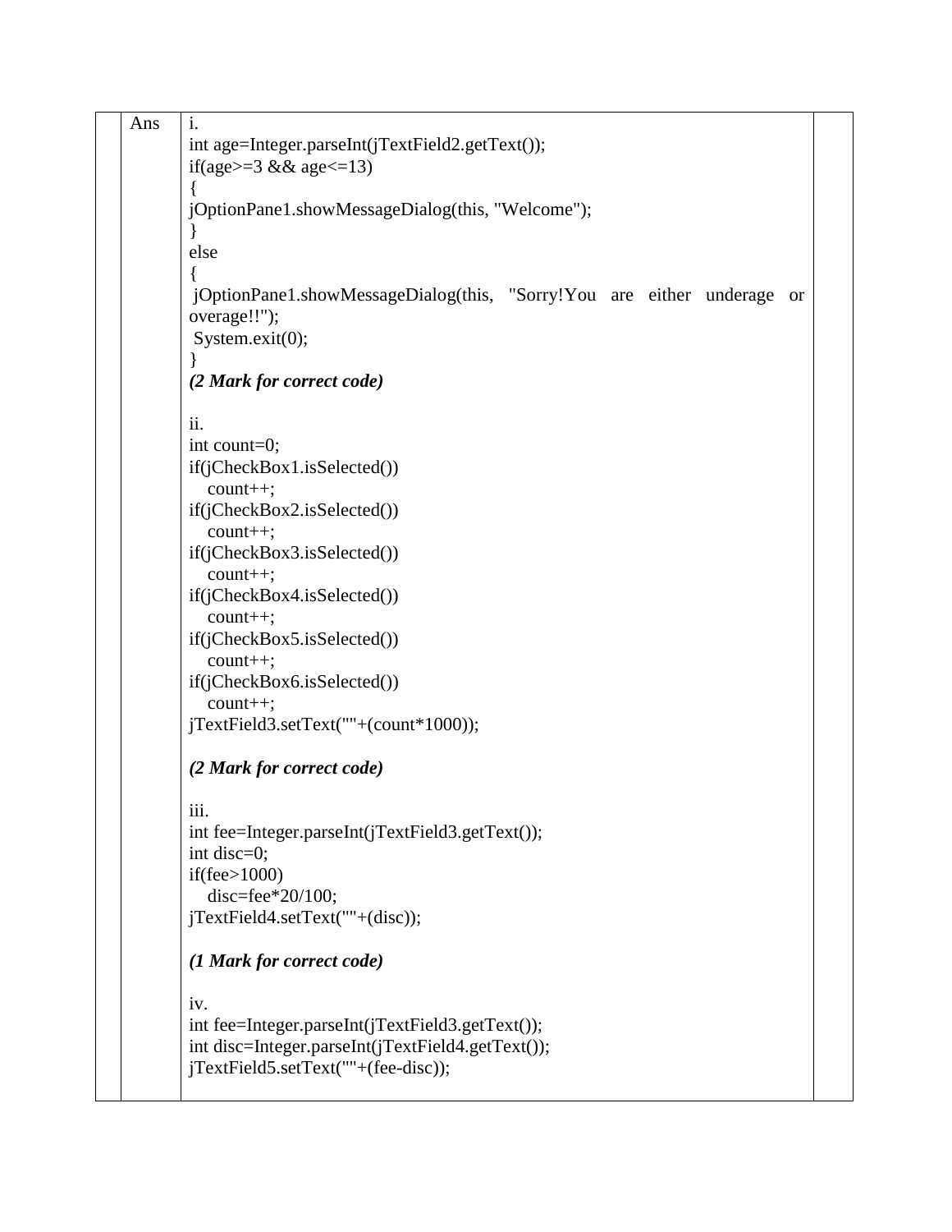Ans

i.

```
int age=Integer.parseInt(jTextField2.getText());
if(age>=3 && age<=13)
{
jOptionPane1.showMessageDialog(this, "Welcome");
}
else
{
 jOptionPane1.showMessageDialog(this, "Sorry!You are either underage or overage!!");
 System.exit(0);
}
```

***(2 Mark for correct code)***

ii.

```
int count=0;
if(jCheckBox1.isSelected())
   count++;
if(jCheckBox2.isSelected())
   count++;
if(jCheckBox3.isSelected())
   count++;
if(jCheckBox4.isSelected())
   count++;
if(jCheckBox5.isSelected())
   count++;
if(jCheckBox6.isSelected())
   count++;
jTextField3.setText(""+(count*1000));
```

***(2 Mark for correct code)***

iii.

```
int fee=Integer.parseInt(jTextField3.getText());
int disc=0;
if(fee>1000)
   disc=fee*20/100;
jTextField4.setText(""+(disc));
```

***(1 Mark for correct code)***

iv.

```
int fee=Integer.parseInt(jTextField3.getText());
int disc=Integer.parseInt(jTextField4.getText());
jTextField5.setText(""+(fee-disc));
```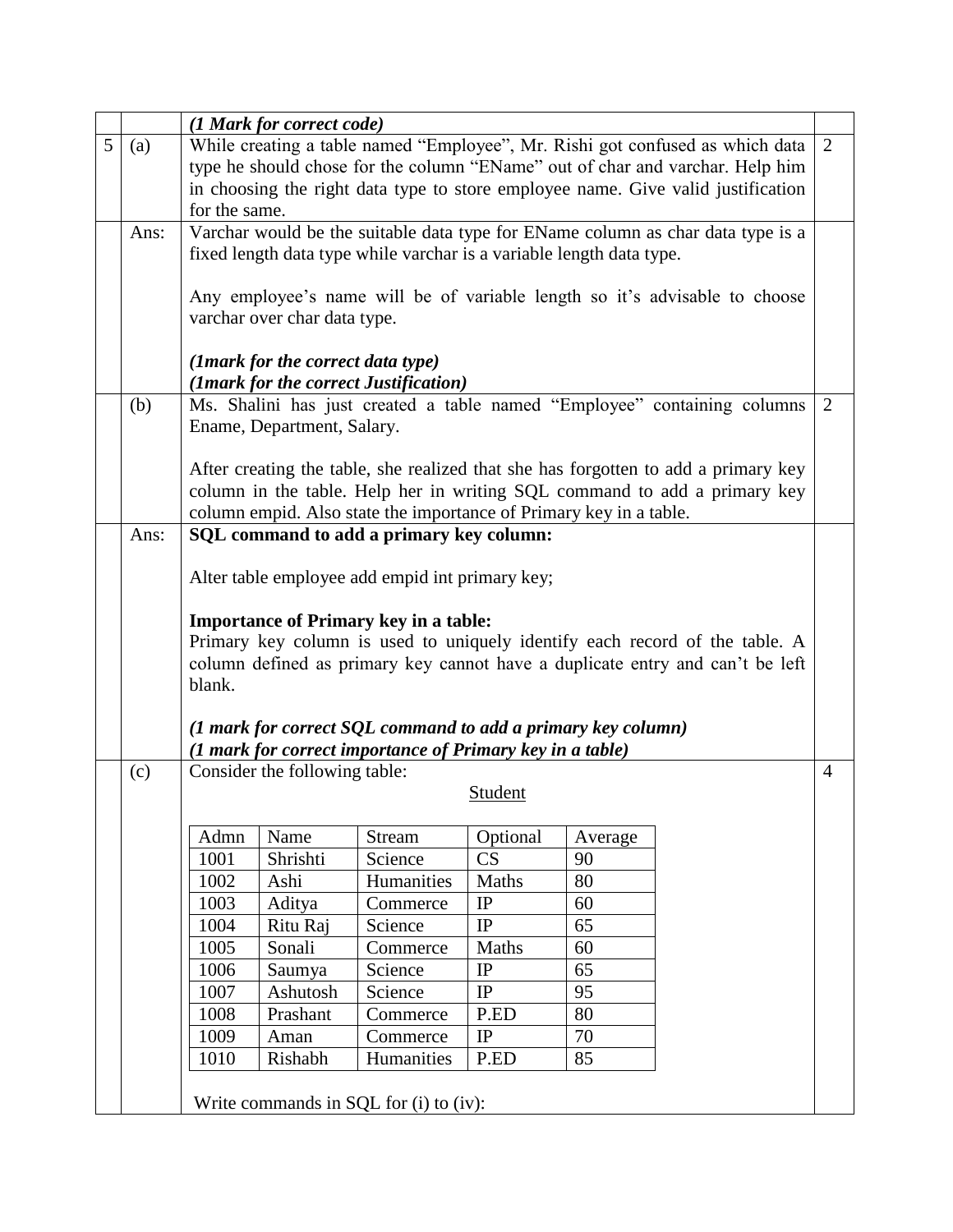*(1 Mark for correct code)*

**5 (a)** While creating a table named "Employee", Mr. Rishi got confused as which data type he should chose for the column "EName" out of char and varchar. Help him in choosing the right data type to store employee name. Give valid justification for the same. **2**

**Ans:** Varchar would be the suitable data type for EName column as char data type is a fixed length data type while varchar is a variable length data type.

Any employee's name will be of variable length so it's advisable to choose varchar over char data type.

***(1mark for the correct data type)***
***(1mark for the correct Justification)***

**(b)** Ms. Shalini has just created a table named "Employee" containing columns Ename, Department, Salary. **2**

After creating the table, she realized that she has forgotten to add a primary key column in the table. Help her in writing SQL command to add a primary key column empid. Also state the importance of Primary key in a table.

**Ans:** **SQL command to add a primary key column:**

```
Alter table employee add empid int primary key;
```

**Importance of Primary key in a table:**
Primary key column is used to uniquely identify each record of the table. A column defined as primary key cannot have a duplicate entry and can't be left blank.

***(1 mark for correct SQL command to add a primary key column)***
***(1 mark for correct importance of Primary key in a table)***

**(c)** Consider the following table: **4**

Student

| Admn | Name | Stream | Optional | Average |
|---|---|---|---|---|
| 1001 | Shrishti | Science | CS | 90 |
| 1002 | Ashi | Humanities | Maths | 80 |
| 1003 | Aditya | Commerce | IP | 60 |
| 1004 | Ritu Raj | Science | IP | 65 |
| 1005 | Sonali | Commerce | Maths | 60 |
| 1006 | Saumya | Science | IP | 65 |
| 1007 | Ashutosh | Science | IP | 95 |
| 1008 | Prashant | Commerce | P.ED | 80 |
| 1009 | Aman | Commerce | IP | 70 |
| 1010 | Rishabh | Humanities | P.ED | 85 |

Write commands in SQL for (i) to (iv):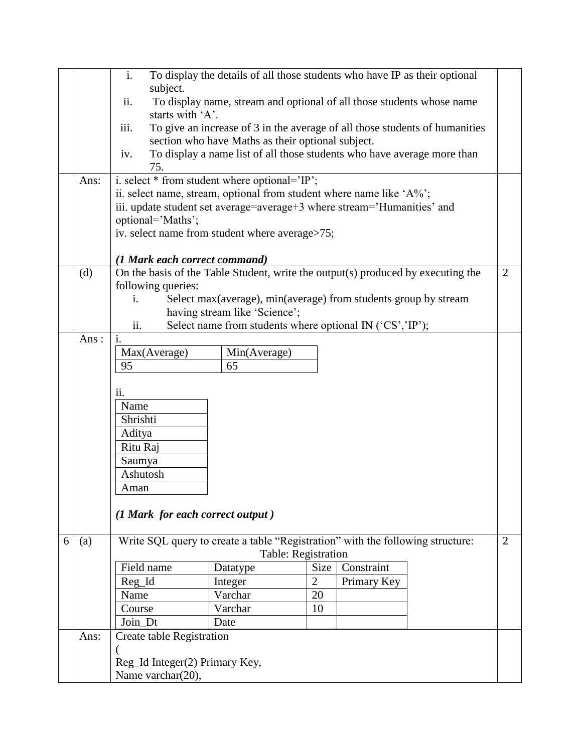i. To display the details of all those students who have IP as their optional subject.

ii. To display name, stream and optional of all those students whose name starts with 'A'.

iii. To give an increase of 3 in the average of all those students of humanities section who have Maths as their optional subject.

iv. To display a name list of all those students who have average more than 75.

**Ans:**

i. select * from student where optional='IP';

ii. select name, stream, optional from student where name like 'A%';

iii. update student set average=average+3 where stream='Humanities' and optional='Maths';

iv. select name from student where average>75;

***(1 Mark each correct command)***

**(d)** On the basis of the Table Student, write the output(s) produced by executing the following queries: **2**

i. Select max(average), min(average) from students group by stream having stream like 'Science';

ii. Select name from students where optional IN ('CS','IP');

**Ans :**

i.

| Max(Average) | Min(Average) |
|---|---|
| 95 | 65 |

ii.

| Name |
|---|
| Shrishti |
| Aditya |
| Ritu Raj |
| Saumya |
| Ashutosh |
| Aman |

***(1 Mark for each correct output )***

**6 (a)** Write SQL query to create a table "Registration" with the following structure: **2**

Table: Registration

| Field name | Datatype | Size | Constraint |
|---|---|---|---|
| Reg_Id | Integer | 2 | Primary Key |
| Name | Varchar | 20 | |
| Course | Varchar | 10 | |
| Join_Dt | Date | | |

**Ans:**

```
Create table Registration
(
Reg_Id Integer(2) Primary Key,
Name varchar(20),
```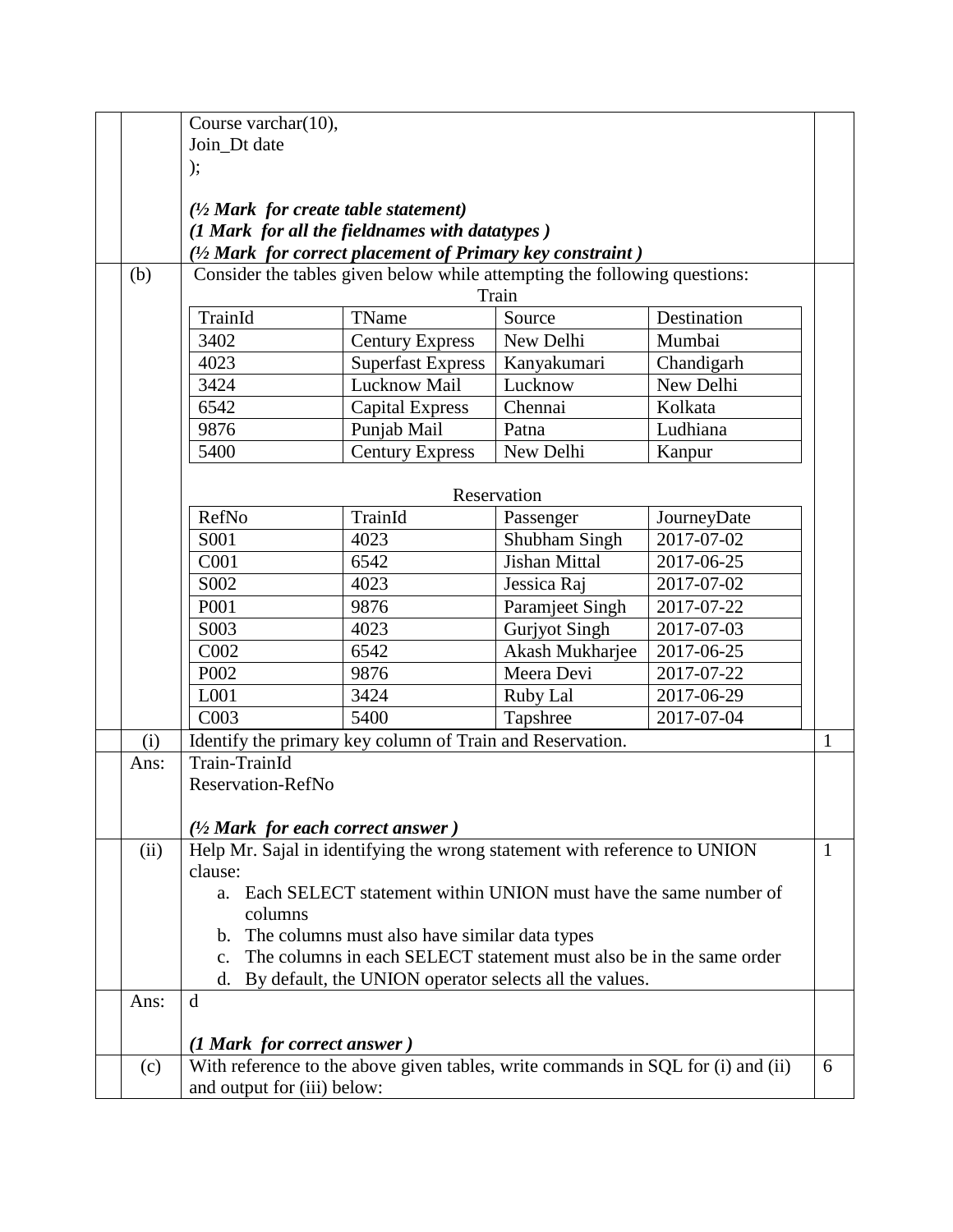```
Course varchar(10),
Join_Dt date
);
```

***(½ Mark for create table statement)***
***(1 Mark for all the fieldnames with datatypes )***
***(½ Mark for correct placement of Primary key constraint )***

**(b)** Consider the tables given below while attempting the following questions:

Train

| TrainId | TName | Source | Destination |
|---|---|---|---|
| 3402 | Century Express | New Delhi | Mumbai |
| 4023 | Superfast Express | Kanyakumari | Chandigarh |
| 3424 | Lucknow Mail | Lucknow | New Delhi |
| 6542 | Capital Express | Chennai | Kolkata |
| 9876 | Punjab Mail | Patna | Ludhiana |
| 5400 | Century Express | New Delhi | Kanpur |

Reservation

| RefNo | TrainId | Passenger | JourneyDate |
|---|---|---|---|
| S001 | 4023 | Shubham Singh | 2017-07-02 |
| C001 | 6542 | Jishan Mittal | 2017-06-25 |
| S002 | 4023 | Jessica Raj | 2017-07-02 |
| P001 | 9876 | Paramjeet Singh | 2017-07-22 |
| S003 | 4023 | Gurjyot Singh | 2017-07-03 |
| C002 | 6542 | Akash Mukharjee | 2017-06-25 |
| P002 | 9876 | Meera Devi | 2017-07-22 |
| L001 | 3424 | Ruby Lal | 2017-06-29 |
| C003 | 5400 | Tapshree | 2017-07-04 |

**(i)** Identify the primary key column of Train and Reservation. **1**

**Ans:** Train-TrainId
Reservation-RefNo

***(½ Mark for each correct answer )***

**(ii)** Help Mr. Sajal in identifying the wrong statement with reference to UNION clause: **1**

a. Each SELECT statement within UNION must have the same number of columns
b. The columns must also have similar data types
c. The columns in each SELECT statement must also be in the same order
d. By default, the UNION operator selects all the values.

**Ans:** d

***(1 Mark for correct answer )***

**(c)** With reference to the above given tables, write commands in SQL for (i) and (ii) and output for (iii) below: **6**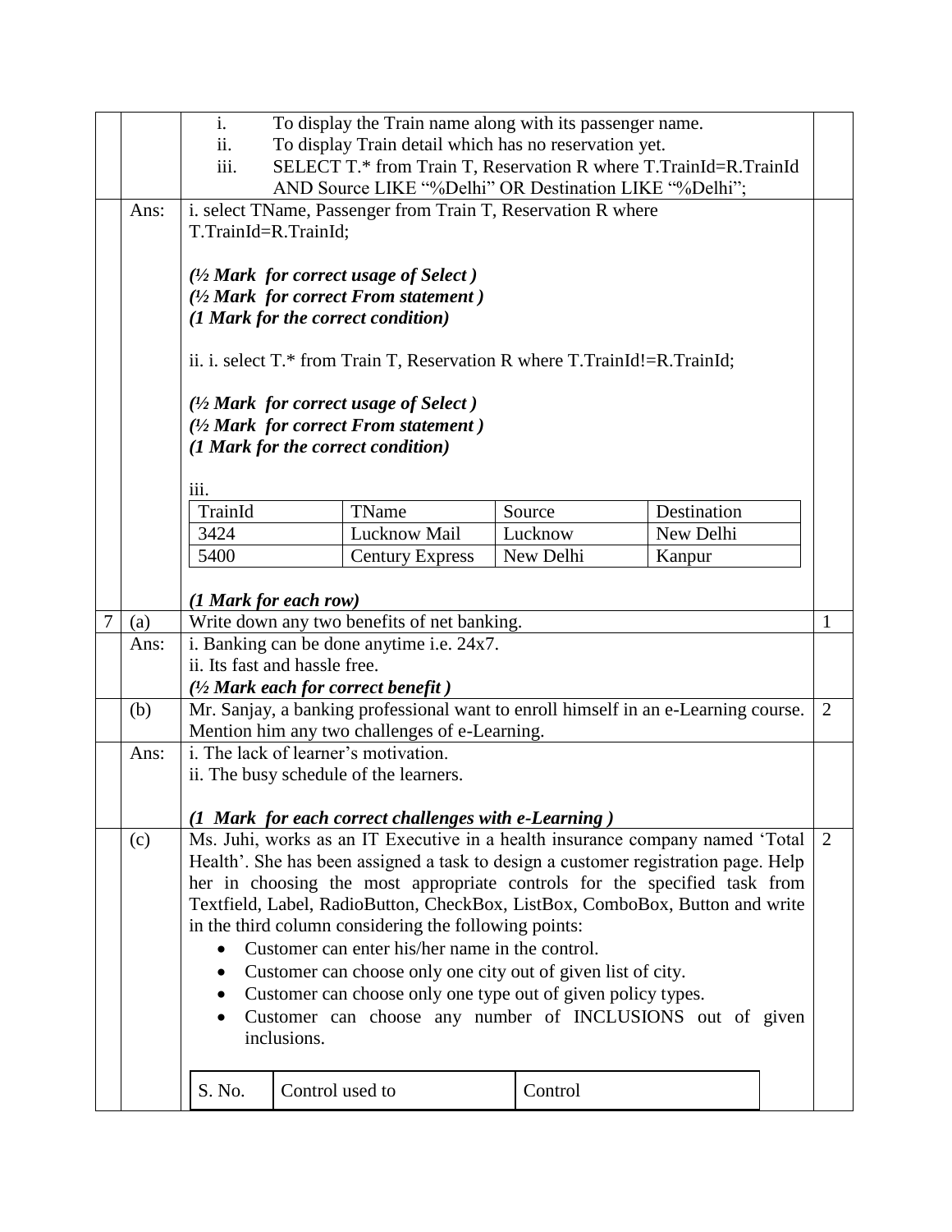|   |   |   |   |
|---|---|---|---|
| | | i. To display the Train name along with its passenger name.<br>ii. To display Train detail which has no reservation yet.<br>iii. SELECT T.* from Train T, Reservation R where T.TrainId=R.TrainId AND Source LIKE "%Delhi" OR Destination LIKE "%Delhi"; | |
| | Ans: | i. select TName, Passenger from Train T, Reservation R where T.TrainId=R.TrainId;<br><br>*(½ Mark for correct usage of Select )*<br>*(½ Mark for correct From statement )*<br>*(1 Mark for the correct condition)*<br><br>ii. i. select T.* from Train T, Reservation R where T.TrainId!=R.TrainId;<br><br>*(½ Mark for correct usage of Select )*<br>*(½ Mark for correct From statement )*<br>*(1 Mark for the correct condition)*<br><br>iii. | |

| TrainId | TName | Source | Destination |
|---|---|---|---|
| 3424 | Lucknow Mail | Lucknow | New Delhi |
| 5400 | Century Express | New Delhi | Kanpur |

*(1 Mark for each row)*

|   |   |   |   |
|---|---|---|---|
| 7 | (a) | Write down any two benefits of net banking. | 1 |
| | Ans: | i. Banking can be done anytime i.e. 24x7.<br>ii. Its fast and hassle free.<br>*(½ Mark each for correct benefit )* | |
| | (b) | Mr. Sanjay, a banking professional want to enroll himself in an e-Learning course. Mention him any two challenges of e-Learning. | 2 |
| | Ans: | i. The lack of learner's motivation.<br>ii. The busy schedule of the learners.<br><br>*(1 Mark for each correct challenges with e-Learning )* | |
| | (c) | Ms. Juhi, works as an IT Executive in a health insurance company named 'Total Health'. She has been assigned a task to design a customer registration page. Help her in choosing the most appropriate controls for the specified task from Textfield, Label, RadioButton, CheckBox, ListBox, ComboBox, Button and write in the third column considering the following points:<br>• Customer can enter his/her name in the control.<br>• Customer can choose only one city out of given list of city.<br>• Customer can choose only one type out of given policy types.<br>• Customer can choose any number of INCLUSIONS out of given inclusions. | 2 |

| S. No. | Control used to | Control |
|---|---|---|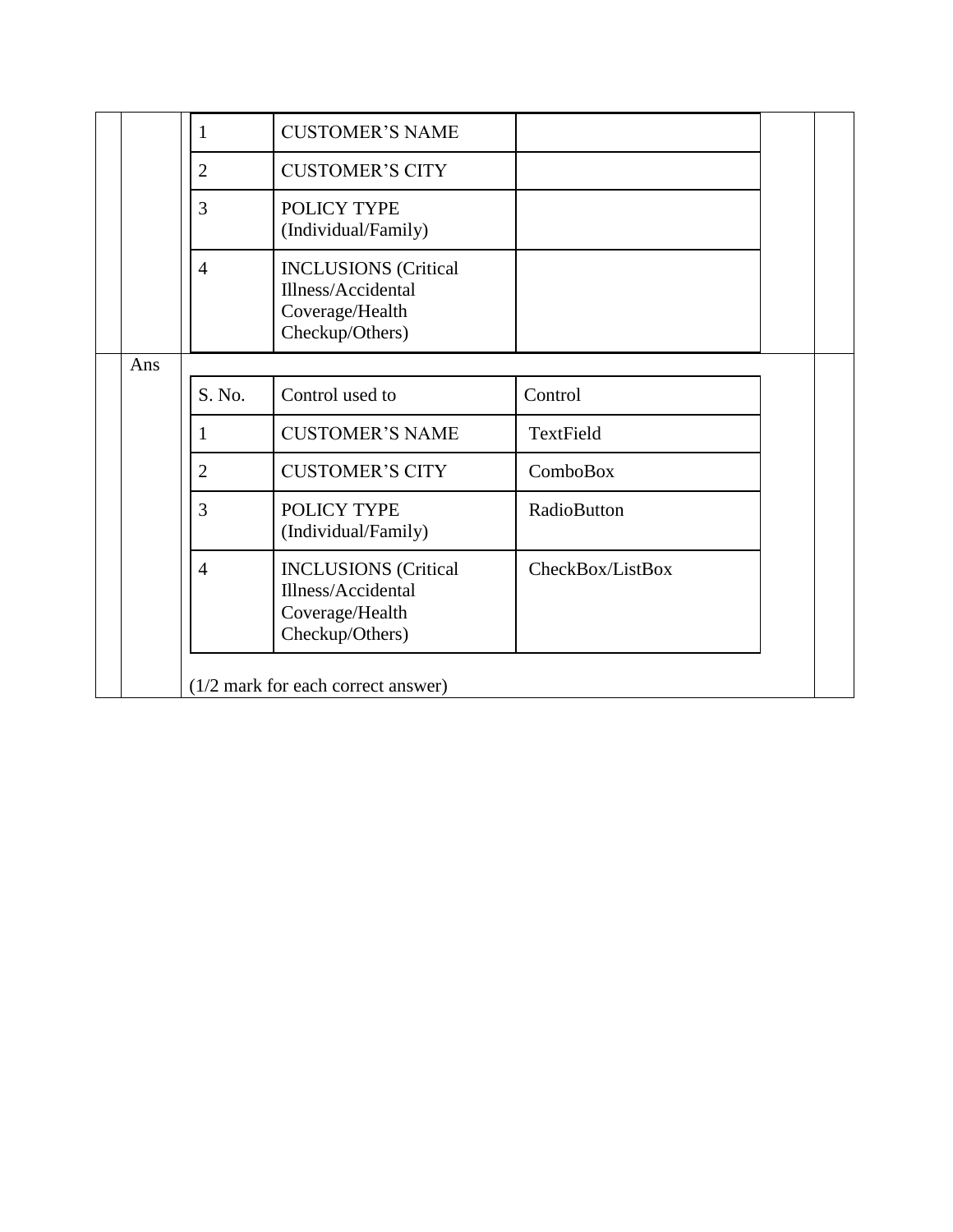| | | |
|---|---|---|
| 1 | CUSTOMER'S NAME | |
| 2 | CUSTOMER'S CITY | |
| 3 | POLICY TYPE (Individual/Family) | |
| 4 | INCLUSIONS (Critical Illness/Accidental Coverage/Health Checkup/Others) | |

Ans

| S. No. | Control used to | Control |
|---|---|---|
| 1 | CUSTOMER'S NAME | TextField |
| 2 | CUSTOMER'S CITY | ComboBox |
| 3 | POLICY TYPE (Individual/Family) | RadioButton |
| 4 | INCLUSIONS (Critical Illness/Accidental Coverage/Health Checkup/Others) | CheckBox/ListBox |

(1/2 mark for each correct answer)